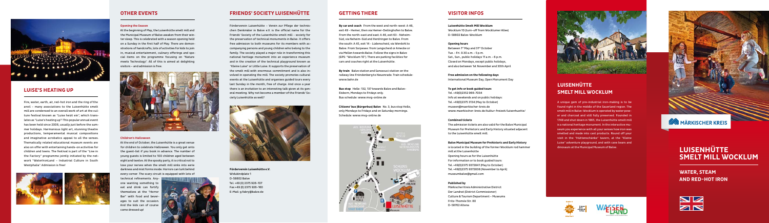## LUISE'S HEATING UP

Fire, water, earth, air, red-hot iron and the ring of the anvil – many associations to the Luisenhütte smelt mill are condensed to an overall work of art at the culture festival known as "Luise heizt ein", which translates as "Luise's heating up"! This popular annual event has been held since 2005, usually just before the summer holidays. Harmonious light art, stunning theatre productions, temperamental musical compositions and imaginative acrobatics appeal to all the senses. Thematically related educational museum events are also on offer with entertaining hands-on activities for children and teens. The festival is part of the "Live in the Factory" programme jointly initiated by the network "WasserEisenLand – Industrial Culture in South Westphalia". Admission is free!

## OTHER EVENTS

**Opening the Season**

At the beginning of May, the Luisenhütte smelt mill and the Municipal Museum of Balve awaken from their winter sleep. This is celebrated with a season opening held on a Sunday in the first half of May. There are demonstrations of handcrafts, lots of activities for kids to join in, musical entertainment, culinary offerings and special items on the programme focusing on "Nature meets Technology". All of this is aimed at delighting visitors – and admission is free.

**Children's Halloween**

At the end of October, the Luisenhütte is a great venue for children to celebrate Halloween. You only get onto the guest-list if you book in advance. The number of young guests is limited to 100 children aged between eight and twelve. At the spooky party, it is critical not to lose your nerves when the smelt mill sinks into eerie darkness and mist forms inside. Horrors can lurk behind every corner. The scary circuit is equipped with lots of technical refinements. Anyone wanting something to eat and drink can fortify themselves at the "Horror Bar" with food and beverages to suit the occasion. And the kids can of course come dressed up!

## FRIENDS' SOCIETY LUISENHÜTTE

Förderverein Luisenhütte – Verein zur Pflege der technischen Denkmäler in Balve e.V. is the official name for the Friends' Society of the Luisenhütte smelt mill – society for the preservation of technical monuments in Balve. It offers free admission to both museums for its members with accompanying persons and young children who belong to the family. The society played a major role in transforming this national heritage monument into an experience museum and in the creation of the technical playground known as "Kleine Luise" or Little Luise. It supports the preservation of the smelt mill with enormous commitment and is also involved in operating the mill. The society promotes cultural events at the Luisenhütte and organises guided tours every last Sunday in the month, free of charge. And once a year there is an invitation to an interesting talk given at its general meeting. Why not become a member of the Friends' Society Luisenhütte as well?

**Förderverein Luisenhütte e.V.**
Widukindplatz 1
D-58802 Balve
Tel. +49 (0) 2375 926-107
Fax +49 (0) 2375 926-160
E-Mail: g.fabry@balve.de

## GETTING THERE

**By car and coach** From the west and north-west: A 46, exit 49 - Hemer, then via Hemer-Deilinghofen to Balve. From the north-east and east: A 46, exit 63 - Neheim-Süd, via Neheim-Süd and Herdringen to Balve. From the south: A 45, exit 14 - Lüdenscheid, via Werdohl to Balve. From Sorpesee: from Langscheid or Amecke or via Mellen towards Balve. Follow the signs in Balve (GPS: "Wocklum 10"). There are parking facilities for cars and coaches right at the Luisenhütte.

**By train** Balve station and Sanssouci station on the railway line Fröndenberg to Neuenrade. Train schedule: www.bahn.de

**Bus stop** Helle: 132, 137 towards Balve and Balve-Eisborn, Mondays to Fridays only.
Bus schedule: www.mvg-online.de

**Citizens' bus (Bürgerbus) Balve** No. 3, bus stop Helle, only Mondays to Fridays and on Saturday mornings.
Schedule: www.mvg-online.de

## VISITOR INFOS

**Luisenhütte Smelt Mill Wocklum**
Wocklum 10 (turn-off from Wocklumer Allee)
D-58802 Balve-Wocklum

**Opening hours**
Between 1st May and 31st October
Tue. – Fri. 9.30 a.m. – 5 p.m.
Sat., Sun., public holidays 11 a.m. – 6 p.m.
Closed on Mondays, except public holidays, and also between 1st November and 30th April

**Free admission on the following days**
International Museum Day, Open Monument Day

**To get info or book guided tours**
Tel. +49(0)2352 966-7034
Info at weekends and on public holidays:
Tel. +49(0)2375 3134 (May to October)
museen@maerkischer-kreis.de
www.maerkischer-kreis.de/kultur-freizeit/luisenhuette/

**Combined tickets**
The admission tickets are also valid for the Balve Municipal Museum for Prehistoric and Early History situated adjacent to the Luisenhütte smelt mill.

**Balve Municipal Museum for Prehistoric and Early History**
is located in the building of the former Wocklum rod hammer mill at the Luisenhütte
Opening hours as for the Luisenhütte
For information or to book guided tours:
Tel. +49(0)2375 9372841 (May to October)
Tel. +49(0)2375 9372838 (November to April)
museumbalve@gmail.com

**Published by**
Märkischer Kreis Administrative District
Der Landrat (District Commissioner)
Culture & Tourism Department – Museums
Fritz-Thomée Str. 80
D-58762 Altena

## LUISENHÜTTE SMELT MILL WOCKLUM

A unique gem of pre-industrial iron-making is to be found right in the middle of the Sauerland region. The smelt mill in Balve-Wocklum is operated by water power and charcoal and still fully preserved. Founded in 1748 and shut down in 1865, the Luisenhütte smelt mill is a national heritage monument. In the interactive museum you experience with all your senses how iron was smelted and made into cast products. Round off your visit in the "Hüttenschänke" tavern, at the "Kleine Luise" adventure playground, and with cave bears and dinosaurs at the Municipal Museum of Balve.

MÄRKISCHER KREIS

# LUISENHÜTTE SMELT MILL WOCKLUM

## WATER, STEAM AND RED-HOT IRON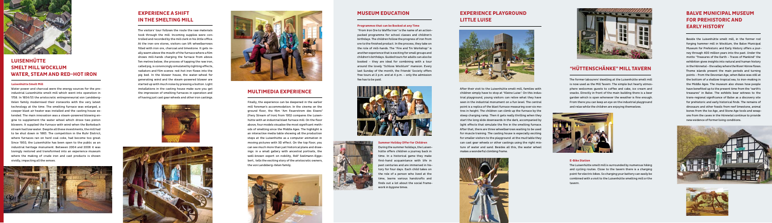## LUISENHÜTTE SMELT MILL WOCKLUM WATER, STEAM AND RED-HOT IRON

**Luisenhütte Smelt Mill**

Water power and charcoal were the energy sources for the pre-industrial Luisenhütte smelt mill which went into operation in 1758. In 1854/55 the aristocratic entrepreneurial von Landsberg-Velen family modernised their ironworks with the very latest technology at the time. The smelting furnace was enlarged, a cowper blast air heater was installed and the casting house extended. The main innovation was a steam-powered blowing engine to supplement the water wheel which drove two piston blowers. It supplied the furnace with wind when the Borkebach stream had low water. Despite all these investments, the mill had to be shut down in 1865. The competition in the Ruhr District, where furnaces ran on hard coal coke, had become too strong. Since 1950, the Luisenhütte has been open to the public as an industrial heritage monument. Between 2004 and 2006 it was lovingly restored and transformed into an experience museum where the making of crude iron and cast products is shown vividly, impacting all the senses.

## EXPERIENCE A SHIFT IN THE SMELTING MILL

The visitors' tour follows the route the raw materials took through the mill. Incoming supplies were controlled and recorded by the mill clerk in his little office. At the iron-ore stores, visitors can lift wheelbarrows filled with iron ore, charcoal and limestone. It gets really warm above the mouth of the furnace where a film shows mill-hands charging the furnace from above. Ten metres below, the process of tapping the raw iron, called pig, is convincingly simulated by lighting effects, radiators and film scenes: red-hot iron flows into the pig bed. In the blower house, the water-wheel for generating wind and the steam-powered blower are started up with much noise by pressing a button. Light installations in the casting house make sure you get the impression of smelting furnaces in operation and of having just cast gear wheels and other iron castings.

## MULTIMEDIA EXPERIENCE

Finally, the experience can be deepened in the earlier mill foreman's accommodation. In the cinema on the ground floor, the film "Am Feuerstrom des Eisens" (Fiery Stream of Iron) from 1952 compares the Luisenhütte with an industrial blast furnace mill. On the floor above, four models visualise the most significant methods of smelting since the Middle Ages. The highlight is an interactive media table showing all the production steps at the Luisenhütte as a computer animation in moving pictures with 3D effect. On the top floor, you can see much more than just historical plans and drawings: in a small gallery with ancestral portraits, the well-known expert on nobility, Rolf Seelmann-Eggebert, tells the exciting story of the aristocratic owners, the von Landsberg-Velen family.

## MUSEUM EDUCATION

**Programmes that can be Booked at any Time**

"From Iron Ore to Waffle Iron" is the name of an action-packed programme for school classes and children's birthdays. The children follow the progress of iron from ore to the finished product. In the process, they take on the role of mill-hands. The "Fire and Tin Workshop" is another experience that is exciting for small groups and children's birthdays. Guided tours for adults can also be booked – they are ideal for combining with a tour around the lovely "Schloss Wocklum" mansion. Every last Sunday of the month, the Friends' Society offers free tours at 2 p.m. and at 4 p.m. – only the admission fee has to be paid.

**Summer Holiday Offer for Children**

During the summer holidays, the Luisenhütte offers children a journey back in time. In a historical game they make first-hand acquaintance with life in past centuries and are immersed in history for four days. Each child takes on the role of a person who lived at the time, learns various handcrafts and finds out a lot about the social framework in bygone times.

## EXPERIENCE PLAYGROUND LITTLE LUISE

After their visit to the Luisenhütte smelt mill, families with children simply have to stop at "Kleine Luise". On this industrial playground, young visitors can relive what they have seen in the industrial monument on a fun level. The central point is a replica of the blast furnace measuring over six metres in height. The children can climb up the furnace by the steep charging ramp. Then it gets really thrilling when they start the long slide downwards in the dark, accompanied by light effects that simulate the fire in the smelting furnace. After that, there are three wheelbarrows waiting to be used for muscle training. The casting house is especially exciting for smaller visitors to the playground: at the mud table they can cast gear wheels or other castings using the right mixture of water and sand. Besides all this, the water wheel makes a wonderful climbing frame.

## "HÜTTENSCHÄNKE" MILL TAVERN

The former labourers' dwelling at the Luisenhütte smelt mill is now used as the Mill Tavern. The simple but hearty atmosphere welcomes guests to coffee and cake, ice cream and snacks. Directly in front of the main building there is a beer garden which is open whenever the weather is fine enough. From there you can keep an eye on the industrial playground and relax while the children are enjoying themselves.

**E-Bike Station**

The Luisenhütte smelt mill is surrounded by numerous hiking and cycling routes. Close to the tavern there is a charging point for electric bikes. So charging your battery can easily be combined with a visit to the Luisenhütte smelting mill or the tavern.

## BALVE MUNICIPAL MUSEUM FOR PREHISTORIC AND EARLY HISTORY

Beside the Luisenhütte smelt mill, in the former rod forging hammer mill in Wocklum, the Balve Municipal Museum for Prehistoric and Early History offers a journey through 400 million years into the past. Under the motto "Treasures of the Earth – Traces of Mankind" the exhibition gives insights into natural and human history in the Hönnetal – the valley where the River Hönne flows. Theme islands present the main periods and turning points – from the Devonian Age, when Balve was still at the bottom of a shallow tropical sea, to iron-making in the Middle Ages. The museum also shows how people have benefited up to the present time from the "earth's treasures" in Balve. The exhibits bear witness to the trans-regional significance of Balve as a discovery site for prehistoric and early historical finds. The remains of dinosaurs and other fossils from reef limestone, animal bones from the Ice Age, and Stone Age tools and weapons from the caves in the Hönnetal continue to provide new evidence of former living conditions.